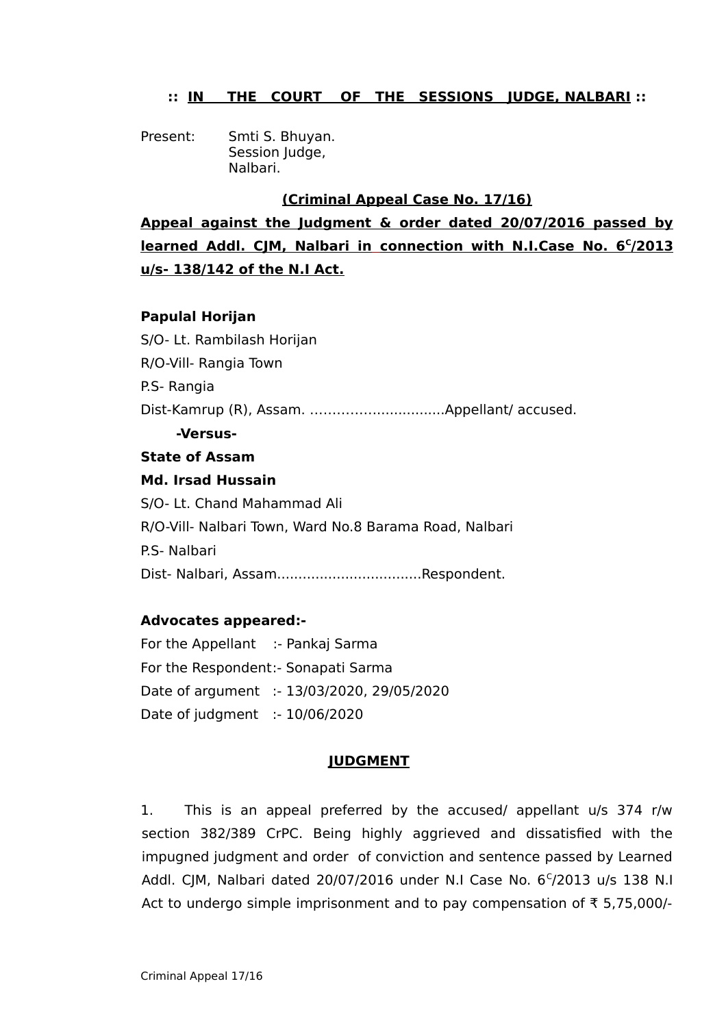**:: IN THE COURT OF THE SESSIONS JUDGE, NALBARI ::**

Present: Smti S. Bhuyan.
Session Judge,
Nalbari.

**(Criminal Appeal Case No. 17/16)**

**Appeal against the Judgment & order dated 20/07/2016 passed by learned Addl. CJM, Nalbari in connection with N.I.Case No. 6ᶜ/2013 u/s- 138/142 of the N.I Act.**

**Papulal Horijan**
S/O- Lt. Rambilash Horijan
R/O-Vill- Rangia Town
P.S- Rangia
Dist-Kamrup (R), Assam. ..............................Appellant/ accused.

**-Versus-**

**State of Assam**
**Md. Irsad Hussain**
S/O- Lt. Chand Mahammad Ali
R/O-Vill- Nalbari Town, Ward No.8 Barama Road, Nalbari
P.S- Nalbari
Dist- Nalbari, Assam.................................Respondent.

**Advocates appeared:-**

For the Appellant :- Pankaj Sarma
For the Respondent:- Sonapati Sarma
Date of argument :- 13/03/2020, 29/05/2020
Date of judgment :- 10/06/2020

**JUDGMENT**

1. This is an appeal preferred by the accused/ appellant u/s 374 r/w section 382/389 CrPC. Being highly aggrieved and dissatisfied with the impugned judgment and order of conviction and sentence passed by Learned Addl. CJM, Nalbari dated 20/07/2016 under N.I Case No. 6ᶜ/2013 u/s 138 N.I Act to undergo simple imprisonment and to pay compensation of ₹ 5,75,000/-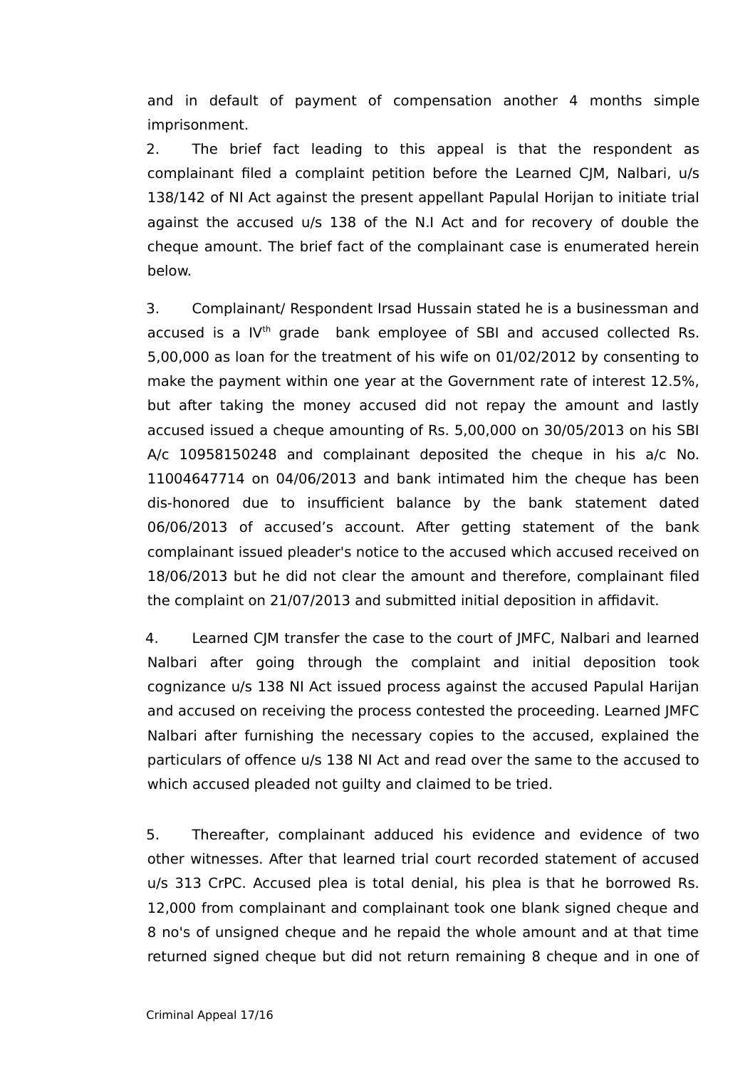and in default of payment of compensation another 4 months simple imprisonment.

2. The brief fact leading to this appeal is that the respondent as complainant filed a complaint petition before the Learned CJM, Nalbari, u/s 138/142 of NI Act against the present appellant Papulal Horijan to initiate trial against the accused u/s 138 of the N.I Act and for recovery of double the cheque amount. The brief fact of the complainant case is enumerated herein below.

3. Complainant/ Respondent Irsad Hussain stated he is a businessman and accused is a IV$^{th}$ grade bank employee of SBI and accused collected Rs. 5,00,000 as loan for the treatment of his wife on 01/02/2012 by consenting to make the payment within one year at the Government rate of interest 12.5%, but after taking the money accused did not repay the amount and lastly accused issued a cheque amounting of Rs. 5,00,000 on 30/05/2013 on his SBI A/c 10958150248 and complainant deposited the cheque in his a/c No. 11004647714 on 04/06/2013 and bank intimated him the cheque has been dis-honored due to insufficient balance by the bank statement dated 06/06/2013 of accused's account. After getting statement of the bank complainant issued pleader's notice to the accused which accused received on 18/06/2013 but he did not clear the amount and therefore, complainant filed the complaint on 21/07/2013 and submitted initial deposition in affidavit.

4. Learned CJM transfer the case to the court of JMFC, Nalbari and learned Nalbari after going through the complaint and initial deposition took cognizance u/s 138 NI Act issued process against the accused Papulal Harijan and accused on receiving the process contested the proceeding. Learned JMFC Nalbari after furnishing the necessary copies to the accused, explained the particulars of offence u/s 138 NI Act and read over the same to the accused to which accused pleaded not guilty and claimed to be tried.

5. Thereafter, complainant adduced his evidence and evidence of two other witnesses. After that learned trial court recorded statement of accused u/s 313 CrPC. Accused plea is total denial, his plea is that he borrowed Rs. 12,000 from complainant and complainant took one blank signed cheque and 8 no's of unsigned cheque and he repaid the whole amount and at that time returned signed cheque but did not return remaining 8 cheque and in one of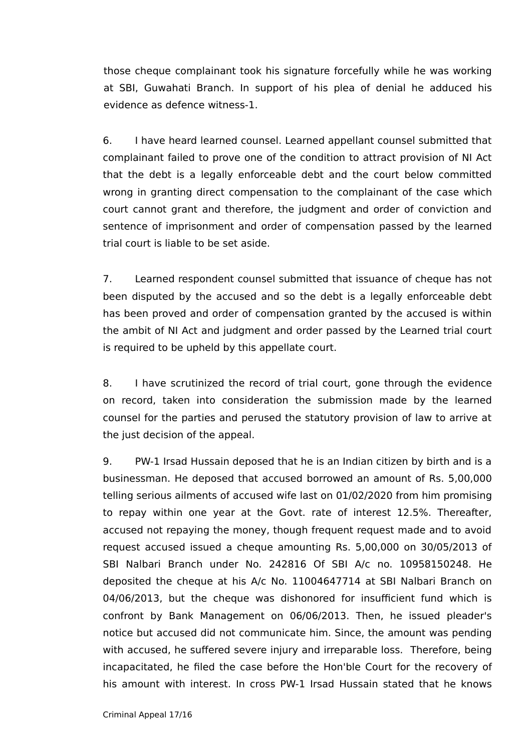those cheque complainant took his signature forcefully while he was working at SBI, Guwahati Branch. In support of his plea of denial he adduced his evidence as defence witness-1.

6. I have heard learned counsel. Learned appellant counsel submitted that complainant failed to prove one of the condition to attract provision of NI Act that the debt is a legally enforceable debt and the court below committed wrong in granting direct compensation to the complainant of the case which court cannot grant and therefore, the judgment and order of conviction and sentence of imprisonment and order of compensation passed by the learned trial court is liable to be set aside.

7. Learned respondent counsel submitted that issuance of cheque has not been disputed by the accused and so the debt is a legally enforceable debt has been proved and order of compensation granted by the accused is within the ambit of NI Act and judgment and order passed by the Learned trial court is required to be upheld by this appellate court.

8. I have scrutinized the record of trial court, gone through the evidence on record, taken into consideration the submission made by the learned counsel for the parties and perused the statutory provision of law to arrive at the just decision of the appeal.

9. PW-1 Irsad Hussain deposed that he is an Indian citizen by birth and is a businessman. He deposed that accused borrowed an amount of Rs. 5,00,000 telling serious ailments of accused wife last on 01/02/2020 from him promising to repay within one year at the Govt. rate of interest 12.5%. Thereafter, accused not repaying the money, though frequent request made and to avoid request accused issued a cheque amounting Rs. 5,00,000 on 30/05/2013 of SBI Nalbari Branch under No. 242816 Of SBI A/c no. 10958150248. He deposited the cheque at his A/c No. 11004647714 at SBI Nalbari Branch on 04/06/2013, but the cheque was dishonored for insufficient fund which is confront by Bank Management on 06/06/2013. Then, he issued pleader's notice but accused did not communicate him. Since, the amount was pending with accused, he suffered severe injury and irreparable loss. Therefore, being incapacitated, he filed the case before the Hon'ble Court for the recovery of his amount with interest. In cross PW-1 Irsad Hussain stated that he knows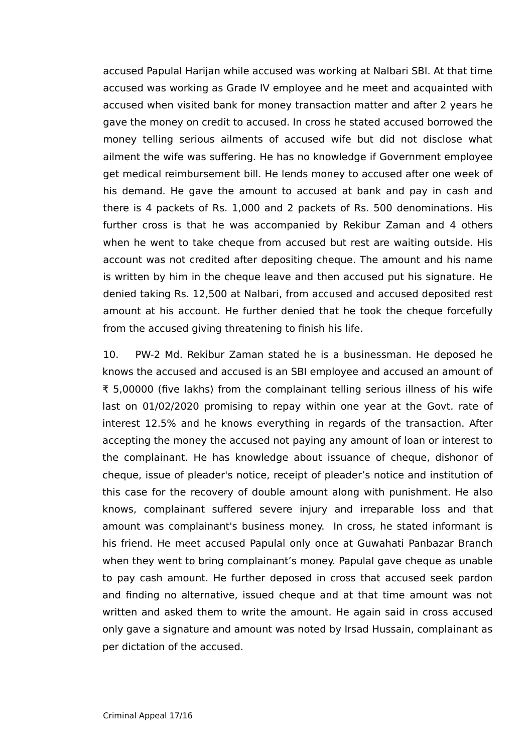accused Papulal Harijan while accused was working at Nalbari SBI. At that time accused was working as Grade IV employee and he meet and acquainted with accused when visited bank for money transaction matter and after 2 years he gave the money on credit to accused. In cross he stated accused borrowed the money telling serious ailments of accused wife but did not disclose what ailment the wife was suffering. He has no knowledge if Government employee get medical reimbursement bill. He lends money to accused after one week of his demand. He gave the amount to accused at bank and pay in cash and there is 4 packets of Rs. 1,000 and 2 packets of Rs. 500 denominations. His further cross is that he was accompanied by Rekibur Zaman and 4 others when he went to take cheque from accused but rest are waiting outside. His account was not credited after depositing cheque. The amount and his name is written by him in the cheque leave and then accused put his signature. He denied taking Rs. 12,500 at Nalbari, from accused and accused deposited rest amount at his account. He further denied that he took the cheque forcefully from the accused giving threatening to finish his life.

10. PW-2 Md. Rekibur Zaman stated he is a businessman. He deposed he knows the accused and accused is an SBI employee and accused an amount of ₹ 5,00000 (five lakhs) from the complainant telling serious illness of his wife last on 01/02/2020 promising to repay within one year at the Govt. rate of interest 12.5% and he knows everything in regards of the transaction. After accepting the money the accused not paying any amount of loan or interest to the complainant. He has knowledge about issuance of cheque, dishonor of cheque, issue of pleader's notice, receipt of pleader's notice and institution of this case for the recovery of double amount along with punishment. He also knows, complainant suffered severe injury and irreparable loss and that amount was complainant's business money. In cross, he stated informant is his friend. He meet accused Papulal only once at Guwahati Panbazar Branch when they went to bring complainant's money. Papulal gave cheque as unable to pay cash amount. He further deposed in cross that accused seek pardon and finding no alternative, issued cheque and at that time amount was not written and asked them to write the amount. He again said in cross accused only gave a signature and amount was noted by Irsad Hussain, complainant as per dictation of the accused.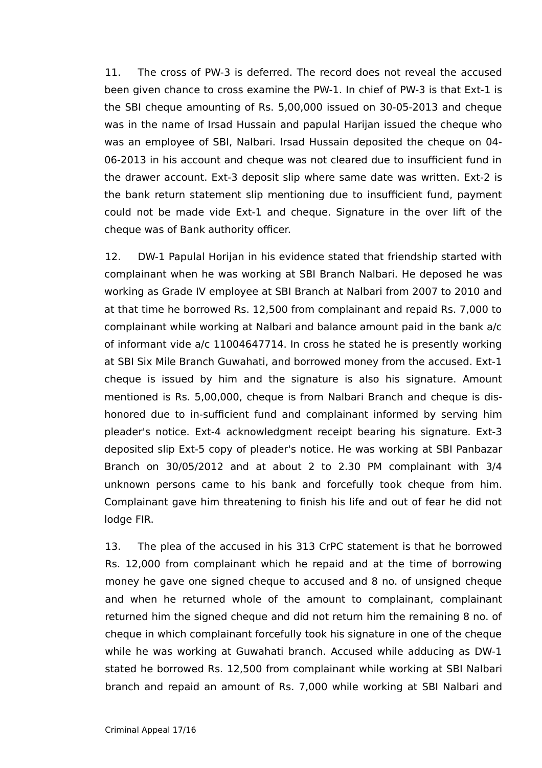11. The cross of PW-3 is deferred. The record does not reveal the accused been given chance to cross examine the PW-1. In chief of PW-3 is that Ext-1 is the SBI cheque amounting of Rs. 5,00,000 issued on 30-05-2013 and cheque was in the name of Irsad Hussain and papulal Harijan issued the cheque who was an employee of SBI, Nalbari. Irsad Hussain deposited the cheque on 04-06-2013 in his account and cheque was not cleared due to insufficient fund in the drawer account. Ext-3 deposit slip where same date was written. Ext-2 is the bank return statement slip mentioning due to insufficient fund, payment could not be made vide Ext-1 and cheque. Signature in the over lift of the cheque was of Bank authority officer.

12. DW-1 Papulal Horijan in his evidence stated that friendship started with complainant when he was working at SBI Branch Nalbari. He deposed he was working as Grade IV employee at SBI Branch at Nalbari from 2007 to 2010 and at that time he borrowed Rs. 12,500 from complainant and repaid Rs. 7,000 to complainant while working at Nalbari and balance amount paid in the bank a/c of informant vide a/c 11004647714. In cross he stated he is presently working at SBI Six Mile Branch Guwahati, and borrowed money from the accused. Ext-1 cheque is issued by him and the signature is also his signature. Amount mentioned is Rs. 5,00,000, cheque is from Nalbari Branch and cheque is dis-honored due to in-sufficient fund and complainant informed by serving him pleader's notice. Ext-4 acknowledgment receipt bearing his signature. Ext-3 deposited slip Ext-5 copy of pleader's notice. He was working at SBI Panbazar Branch on 30/05/2012 and at about 2 to 2.30 PM complainant with 3/4 unknown persons came to his bank and forcefully took cheque from him. Complainant gave him threatening to finish his life and out of fear he did not lodge FIR.

13. The plea of the accused in his 313 CrPC statement is that he borrowed Rs. 12,000 from complainant which he repaid and at the time of borrowing money he gave one signed cheque to accused and 8 no. of unsigned cheque and when he returned whole of the amount to complainant, complainant returned him the signed cheque and did not return him the remaining 8 no. of cheque in which complainant forcefully took his signature in one of the cheque while he was working at Guwahati branch. Accused while adducing as DW-1 stated he borrowed Rs. 12,500 from complainant while working at SBI Nalbari branch and repaid an amount of Rs. 7,000 while working at SBI Nalbari and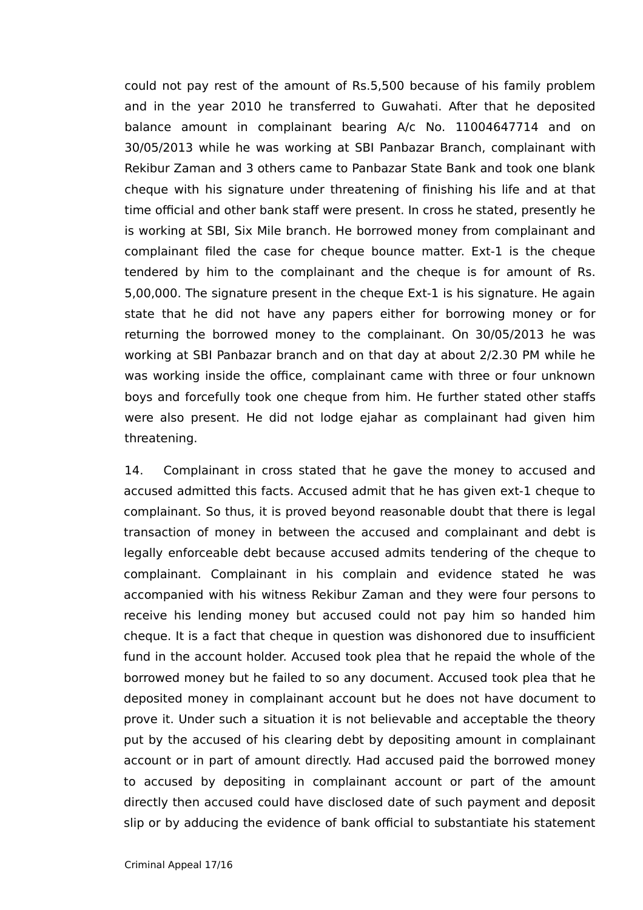could not pay rest of the amount of Rs.5,500 because of his family problem and in the year 2010 he transferred to Guwahati. After that he deposited balance amount in complainant bearing A/c No. 11004647714 and on 30/05/2013 while he was working at SBI Panbazar Branch, complainant with Rekibur Zaman and 3 others came to Panbazar State Bank and took one blank cheque with his signature under threatening of finishing his life and at that time official and other bank staff were present. In cross he stated, presently he is working at SBI, Six Mile branch. He borrowed money from complainant and complainant filed the case for cheque bounce matter. Ext-1 is the cheque tendered by him to the complainant and the cheque is for amount of Rs. 5,00,000. The signature present in the cheque Ext-1 is his signature. He again state that he did not have any papers either for borrowing money or for returning the borrowed money to the complainant. On 30/05/2013 he was working at SBI Panbazar branch and on that day at about 2/2.30 PM while he was working inside the office, complainant came with three or four unknown boys and forcefully took one cheque from him. He further stated other staffs were also present. He did not lodge ejahar as complainant had given him threatening.

14. Complainant in cross stated that he gave the money to accused and accused admitted this facts. Accused admit that he has given ext-1 cheque to complainant. So thus, it is proved beyond reasonable doubt that there is legal transaction of money in between the accused and complainant and debt is legally enforceable debt because accused admits tendering of the cheque to complainant. Complainant in his complain and evidence stated he was accompanied with his witness Rekibur Zaman and they were four persons to receive his lending money but accused could not pay him so handed him cheque. It is a fact that cheque in question was dishonored due to insufficient fund in the account holder. Accused took plea that he repaid the whole of the borrowed money but he failed to so any document. Accused took plea that he deposited money in complainant account but he does not have document to prove it. Under such a situation it is not believable and acceptable the theory put by the accused of his clearing debt by depositing amount in complainant account or in part of amount directly. Had accused paid the borrowed money to accused by depositing in complainant account or part of the amount directly then accused could have disclosed date of such payment and deposit slip or by adducing the evidence of bank official to substantiate his statement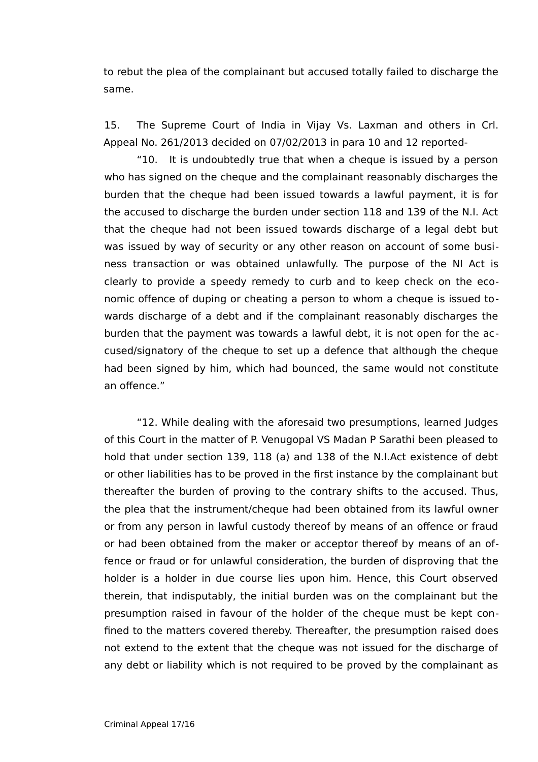to rebut the plea of the complainant but accused totally failed to discharge the same.

15. The Supreme Court of India in Vijay Vs. Laxman and others in Crl. Appeal No. 261/2013 decided on 07/02/2013 in para 10 and 12 reported-

"10. It is undoubtedly true that when a cheque is issued by a person who has signed on the cheque and the complainant reasonably discharges the burden that the cheque had been issued towards a lawful payment, it is for the accused to discharge the burden under section 118 and 139 of the N.I. Act that the cheque had not been issued towards discharge of a legal debt but was issued by way of security or any other reason on account of some business transaction or was obtained unlawfully. The purpose of the NI Act is clearly to provide a speedy remedy to curb and to keep check on the economic offence of duping or cheating a person to whom a cheque is issued towards discharge of a debt and if the complainant reasonably discharges the burden that the payment was towards a lawful debt, it is not open for the accused/signatory of the cheque to set up a defence that although the cheque had been signed by him, which had bounced, the same would not constitute an offence."

"12. While dealing with the aforesaid two presumptions, learned Judges of this Court in the matter of P. Venugopal VS Madan P Sarathi been pleased to hold that under section 139, 118 (a) and 138 of the N.I.Act existence of debt or other liabilities has to be proved in the first instance by the complainant but thereafter the burden of proving to the contrary shifts to the accused. Thus, the plea that the instrument/cheque had been obtained from its lawful owner or from any person in lawful custody thereof by means of an offence or fraud or had been obtained from the maker or acceptor thereof by means of an offence or fraud or for unlawful consideration, the burden of disproving that the holder is a holder in due course lies upon him. Hence, this Court observed therein, that indisputably, the initial burden was on the complainant but the presumption raised in favour of the holder of the cheque must be kept confined to the matters covered thereby. Thereafter, the presumption raised does not extend to the extent that the cheque was not issued for the discharge of any debt or liability which is not required to be proved by the complainant as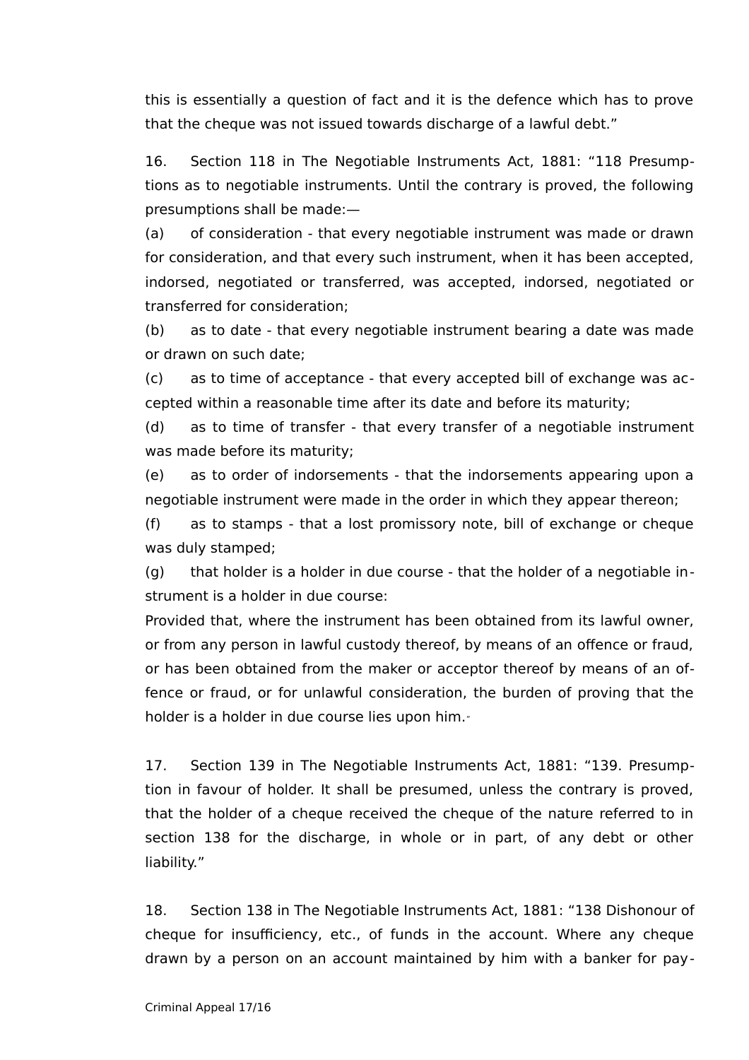this is essentially a question of fact and it is the defence which has to prove that the cheque was not issued towards discharge of a lawful debt."

16. Section 118 in The Negotiable Instruments Act, 1881: "118 Presumptions as to negotiable instruments. Until the contrary is proved, the following presumptions shall be made:—

(a) of consideration - that every negotiable instrument was made or drawn for consideration, and that every such instrument, when it has been accepted, indorsed, negotiated or transferred, was accepted, indorsed, negotiated or transferred for consideration;

(b) as to date - that every negotiable instrument bearing a date was made or drawn on such date;

(c) as to time of acceptance - that every accepted bill of exchange was accepted within a reasonable time after its date and before its maturity;

(d) as to time of transfer - that every transfer of a negotiable instrument was made before its maturity;

(e) as to order of indorsements - that the indorsements appearing upon a negotiable instrument were made in the order in which they appear thereon;

(f) as to stamps - that a lost promissory note, bill of exchange or cheque was duly stamped;

(g) that holder is a holder in due course - that the holder of a negotiable instrument is a holder in due course:

Provided that, where the instrument has been obtained from its lawful owner, or from any person in lawful custody thereof, by means of an offence or fraud, or has been obtained from the maker or acceptor thereof by means of an offence or fraud, or for unlawful consideration, the burden of proving that the holder is a holder in due course lies upon him."

17. Section 139 in The Negotiable Instruments Act, 1881: "139. Presumption in favour of holder. It shall be presumed, unless the contrary is proved, that the holder of a cheque received the cheque of the nature referred to in section 138 for the discharge, in whole or in part, of any debt or other liability."

18. Section 138 in The Negotiable Instruments Act, 1881: "138 Dishonour of cheque for insufficiency, etc., of funds in the account. Where any cheque drawn by a person on an account maintained by him with a banker for pay-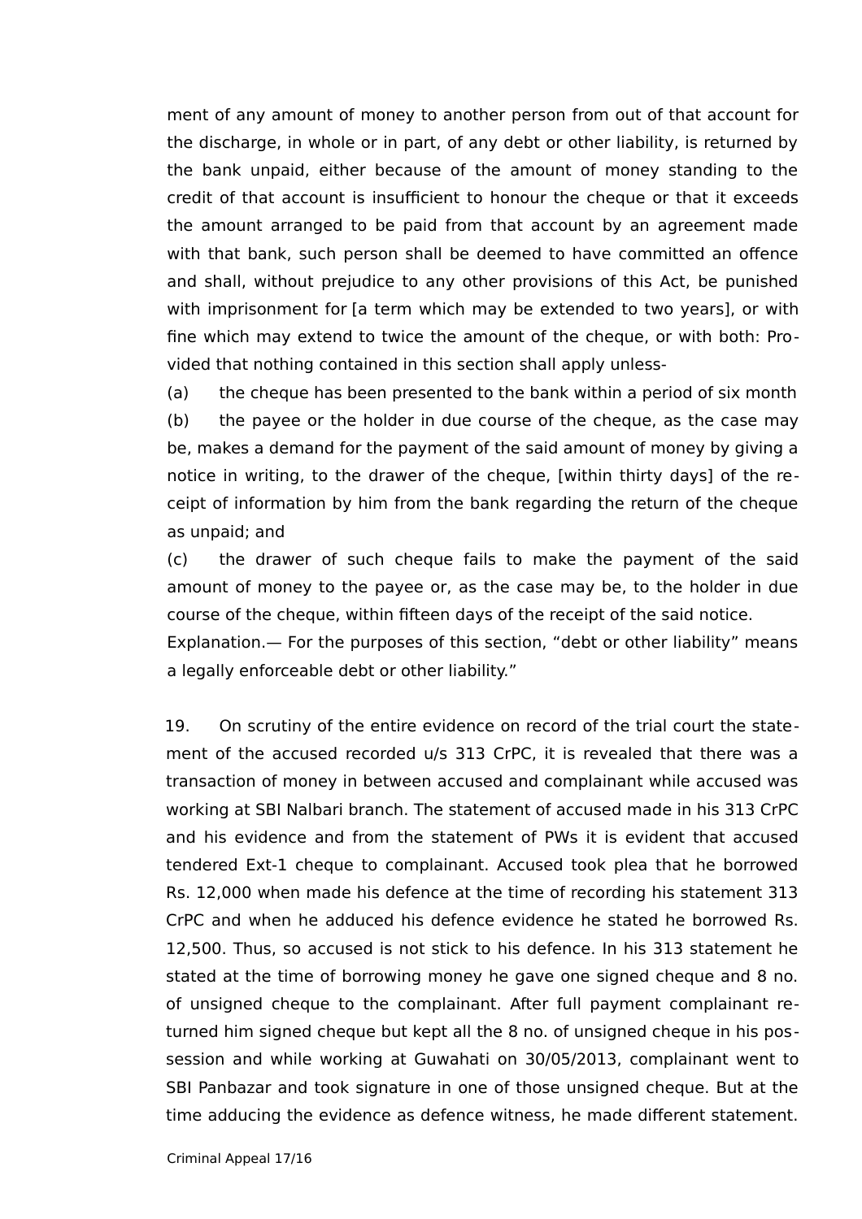ment of any amount of money to another person from out of that account for the discharge, in whole or in part, of any debt or other liability, is returned by the bank unpaid, either because of the amount of money standing to the credit of that account is insufficient to honour the cheque or that it exceeds the amount arranged to be paid from that account by an agreement made with that bank, such person shall be deemed to have committed an offence and shall, without prejudice to any other provisions of this Act, be punished with imprisonment for [a term which may be extended to two years], or with fine which may extend to twice the amount of the cheque, or with both: Provided that nothing contained in this section shall apply unless-

(a) the cheque has been presented to the bank within a period of six month

(b) the payee or the holder in due course of the cheque, as the case may be, makes a demand for the payment of the said amount of money by giving a notice in writing, to the drawer of the cheque, [within thirty days] of the receipt of information by him from the bank regarding the return of the cheque as unpaid; and

(c) the drawer of such cheque fails to make the payment of the said amount of money to the payee or, as the case may be, to the holder in due course of the cheque, within fifteen days of the receipt of the said notice.

Explanation.— For the purposes of this section, "debt or other liability" means a legally enforceable debt or other liability."

19. On scrutiny of the entire evidence on record of the trial court the statement of the accused recorded u/s 313 CrPC, it is revealed that there was a transaction of money in between accused and complainant while accused was working at SBI Nalbari branch. The statement of accused made in his 313 CrPC and his evidence and from the statement of PWs it is evident that accused tendered Ext-1 cheque to complainant. Accused took plea that he borrowed Rs. 12,000 when made his defence at the time of recording his statement 313 CrPC and when he adduced his defence evidence he stated he borrowed Rs. 12,500. Thus, so accused is not stick to his defence. In his 313 statement he stated at the time of borrowing money he gave one signed cheque and 8 no. of unsigned cheque to the complainant. After full payment complainant returned him signed cheque but kept all the 8 no. of unsigned cheque in his possession and while working at Guwahati on 30/05/2013, complainant went to SBI Panbazar and took signature in one of those unsigned cheque. But at the time adducing the evidence as defence witness, he made different statement.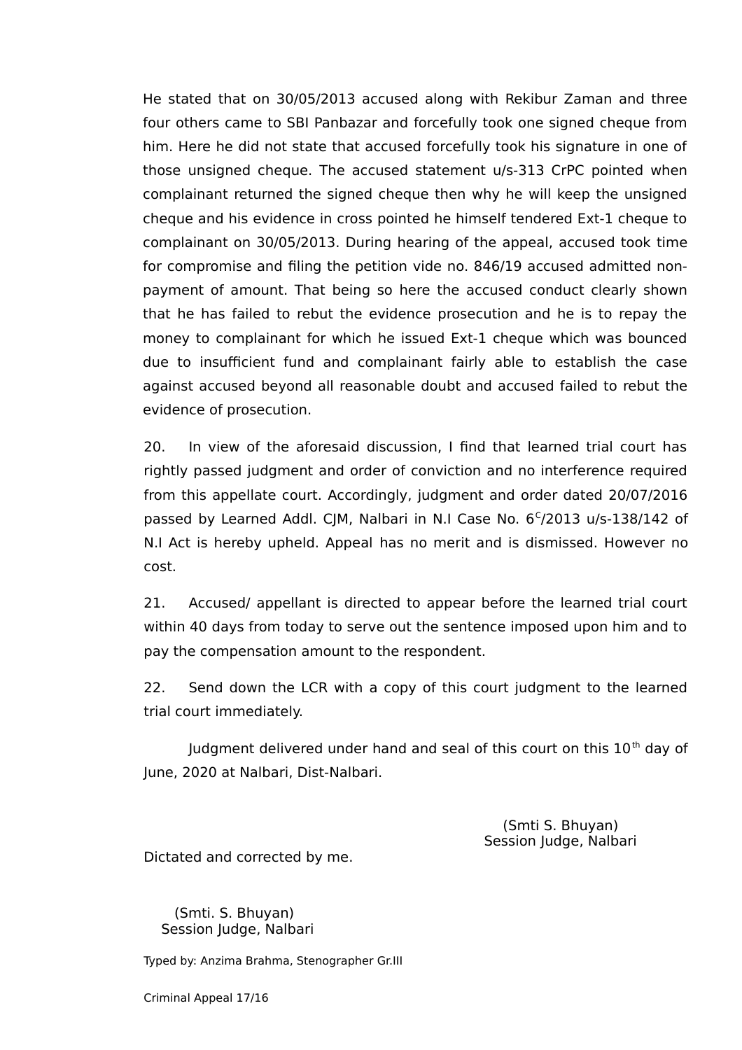He stated that on 30/05/2013 accused along with Rekibur Zaman and three four others came to SBI Panbazar and forcefully took one signed cheque from him. Here he did not state that accused forcefully took his signature in one of those unsigned cheque. The accused statement u/s-313 CrPC pointed when complainant returned the signed cheque then why he will keep the unsigned cheque and his evidence in cross pointed he himself tendered Ext-1 cheque to complainant on 30/05/2013. During hearing of the appeal, accused took time for compromise and filing the petition vide no. 846/19 accused admitted non-payment of amount. That being so here the accused conduct clearly shown that he has failed to rebut the evidence prosecution and he is to repay the money to complainant for which he issued Ext-1 cheque which was bounced due to insufficient fund and complainant fairly able to establish the case against accused beyond all reasonable doubt and accused failed to rebut the evidence of prosecution.

20. In view of the aforesaid discussion, I find that learned trial court has rightly passed judgment and order of conviction and no interference required from this appellate court. Accordingly, judgment and order dated 20/07/2016 passed by Learned Addl. CJM, Nalbari in N.I Case No. 6$^{c}$/2013 u/s-138/142 of N.I Act is hereby upheld. Appeal has no merit and is dismissed. However no cost.

21. Accused/ appellant is directed to appear before the learned trial court within 40 days from today to serve out the sentence imposed upon him and to pay the compensation amount to the respondent.

22. Send down the LCR with a copy of this court judgment to the learned trial court immediately.

Judgment delivered under hand and seal of this court on this 10th day of June, 2020 at Nalbari, Dist-Nalbari.

(Smti S. Bhuyan)
Session Judge, Nalbari

Dictated and corrected by me.

(Smti. S. Bhuyan)
Session Judge, Nalbari

Typed by: Anzima Brahma, Stenographer Gr.III

Criminal Appeal 17/16